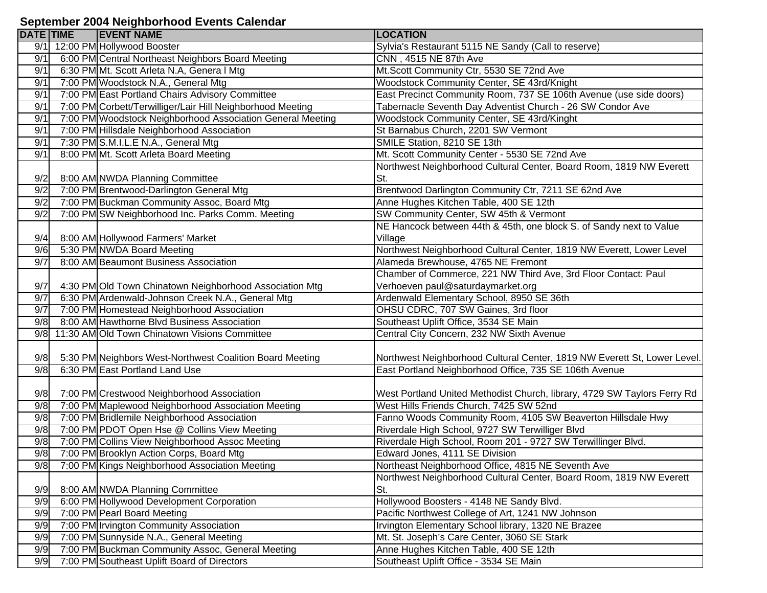# September 2004 Neighborhood Events Calendar

| DATE | TIME | EVENT NAME | LOCATION |
|---|---|---|---|
| 9/1 | 12:00 PM | Hollywood Booster | Sylvia's Restaurant 5115 NE Sandy (Call to reserve) |
| 9/1 | 6:00 PM | Central Northeast Neighbors Board Meeting | CNN , 4515 NE 87th Ave |
| 9/1 | 6:30 PM | Mt. Scott Arleta N.A, Genera l Mtg | Mt.Scott Community Ctr, 5530 SE 72nd Ave |
| 9/1 | 7:00 PM | Woodstock N.A., General Mtg | Woodstock Community Center, SE 43rd/Knight |
| 9/1 | 7:00 PM | East Portland Chairs Advisory Committee | East Precinct Community Room, 737 SE 106th Avenue (use side doors) |
| 9/1 | 7:00 PM | Corbett/Terwilliger/Lair Hill Neighborhood Meeting | Tabernacle Seventh Day Adventist Church - 26 SW Condor Ave |
| 9/1 | 7:00 PM | Woodstock Neighborhood Association General Meeting | Woodstock Community Center, SE 43rd/Kinght |
| 9/1 | 7:00 PM | Hillsdale Neighborhood Association | St Barnabus Church, 2201 SW Vermont |
| 9/1 | 7:30 PM | S.M.I.L.E N.A., General Mtg | SMILE Station, 8210 SE 13th |
| 9/1 | 8:00 PM | Mt. Scott Arleta Board Meeting | Mt. Scott Community Center - 5530 SE 72nd Ave |
| 9/2 | 8:00 AM | NWDA Planning Committee | Northwest Neighborhood Cultural Center, Board Room, 1819 NW Everett St. |
| 9/2 | 7:00 PM | Brentwood-Darlington General Mtg | Brentwood Darlington Community Ctr, 7211 SE 62nd Ave |
| 9/2 | 7:00 PM | Buckman Community Assoc, Board Mtg | Anne Hughes Kitchen Table, 400 SE 12th |
| 9/2 | 7:00 PM | SW Neighborhood Inc. Parks Comm. Meeting | SW Community Center, SW 45th & Vermont |
| 9/4 | 8:00 AM | Hollywood Farmers' Market | NE Hancock between 44th & 45th, one block S. of Sandy next to Value Village |
| 9/6 | 5:30 PM | NWDA Board Meeting | Northwest Neighborhood Cultural Center, 1819 NW Everett, Lower Level |
| 9/7 | 8:00 AM | Beaumont Business Association | Alameda Brewhouse, 4765 NE Fremont |
| 9/7 | 4:30 PM | Old Town Chinatown Neighborhood Association Mtg | Chamber of Commerce, 221 NW Third Ave, 3rd Floor Contact: Paul Verhoeven paul@saturdaymarket.org |
| 9/7 | 6:30 PM | Ardenwald-Johnson Creek N.A., General Mtg | Ardenwald Elementary School, 8950 SE 36th |
| 9/7 | 7:00 PM | Homestead Neighborhood Association | OHSU CDRC, 707 SW Gaines, 3rd floor |
| 9/8 | 8:00 AM | Hawthorne Blvd Business Association | Southeast Uplift Office, 3534 SE Main |
| 9/8 | 11:30 AM | Old Town Chinatown Visions Committee | Central City Concern, 232 NW Sixth Avenue |
| 9/8 | 5:30 PM | Neighbors West-Northwest Coalition Board Meeting | Northwest Neighborhood Cultural Center, 1819 NW Everett St, Lower Level. |
| 9/8 | 6:30 PM | East Portland Land Use | East Portland Neighborhood Office, 735 SE 106th Avenue |
| 9/8 | 7:00 PM | Crestwood Neighborhood Association | West Portland United Methodist Church, library, 4729 SW Taylors Ferry Rd |
| 9/8 | 7:00 PM | Maplewood Neighborhood Association Meeting | West Hills Friends Church, 7425 SW 52nd |
| 9/8 | 7:00 PM | Bridlemile Neighborhood Association | Fanno Woods Community Room, 4105 SW Beaverton Hillsdale Hwy |
| 9/8 | 7:00 PM | PDOT Open Hse @ Collins View Meeting | Riverdale High School, 9727 SW Terwilliger Blvd |
| 9/8 | 7:00 PM | Collins View Neighborhood Assoc Meeting | Riverdale High School, Room 201 - 9727 SW Terwillinger Blvd. |
| 9/8 | 7:00 PM | Brooklyn Action Corps, Board Mtg | Edward Jones, 4111 SE Division |
| 9/8 | 7:00 PM | Kings Neighborhood Association Meeting | Northeast Neighborhood Office, 4815 NE Seventh Ave |
| 9/9 | 8:00 AM | NWDA Planning Committee | Northwest Neighborhood Cultural Center, Board Room, 1819 NW Everett St. |
| 9/9 | 6:00 PM | Hollywood Development Corporation | Hollywood Boosters - 4148 NE Sandy Blvd. |
| 9/9 | 7:00 PM | Pearl Board Meeting | Pacific Northwest College of Art, 1241 NW Johnson |
| 9/9 | 7:00 PM | Irvington Community Association | Irvington Elementary School library, 1320 NE Brazee |
| 9/9 | 7:00 PM | Sunnyside N.A., General Meeting | Mt. St. Joseph's Care Center, 3060 SE Stark |
| 9/9 | 7:00 PM | Buckman Community Assoc, General Meeting | Anne Hughes Kitchen Table, 400 SE 12th |
| 9/9 | 7:00 PM | Southeast Uplift Board of Directors | Southeast Uplift Office - 3534 SE Main |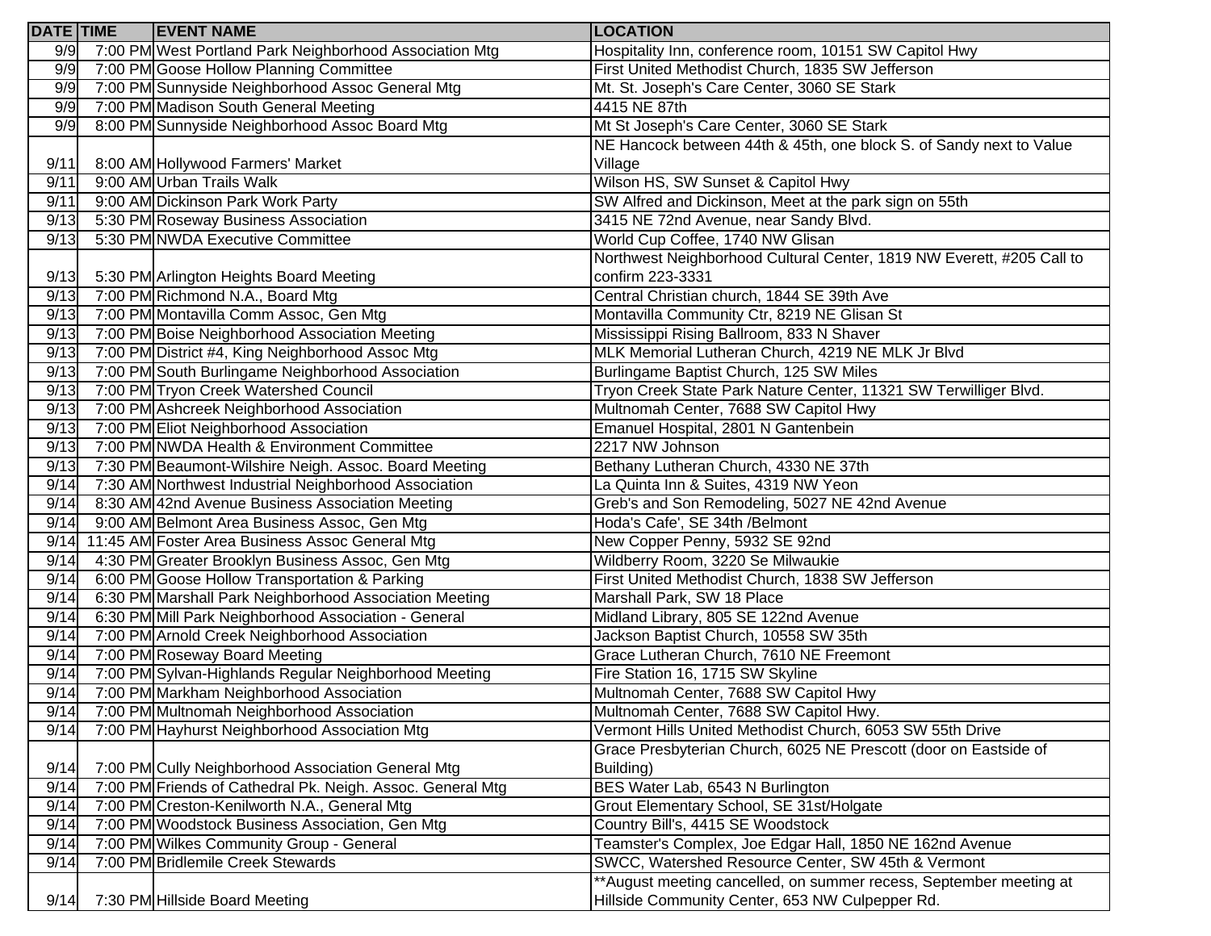| DATE | TIME | EVENT NAME | LOCATION |
|---|---|---|---|
| 9/9 | 7:00 PM | West Portland Park Neighborhood Association Mtg | Hospitality Inn, conference room, 10151 SW Capitol Hwy |
| 9/9 | 7:00 PM | Goose Hollow Planning Committee | First United Methodist Church, 1835 SW Jefferson |
| 9/9 | 7:00 PM | Sunnyside Neighborhood Assoc General Mtg | Mt. St. Joseph's Care Center, 3060 SE Stark |
| 9/9 | 7:00 PM | Madison South General Meeting | 4415 NE 87th |
| 9/9 | 8:00 PM | Sunnyside Neighborhood Assoc Board Mtg | Mt St Joseph's Care Center, 3060 SE Stark |
| 9/11 | 8:00 AM | Hollywood Farmers' Market | NE Hancock between 44th & 45th, one block S. of Sandy next to Value Village |
| 9/11 | 9:00 AM | Urban Trails Walk | Wilson HS, SW Sunset & Capitol Hwy |
| 9/11 | 9:00 AM | Dickinson Park Work Party | SW Alfred and Dickinson, Meet at the park sign on 55th |
| 9/13 | 5:30 PM | Roseway Business Association | 3415 NE 72nd Avenue, near Sandy Blvd. |
| 9/13 | 5:30 PM | NWDA Executive Committee | World Cup Coffee, 1740 NW Glisan |
| 9/13 | 5:30 PM | Arlington Heights Board Meeting | Northwest Neighborhood Cultural Center, 1819 NW Everett, #205 Call to confirm 223-3331 |
| 9/13 | 7:00 PM | Richmond N.A., Board Mtg | Central Christian church, 1844 SE 39th Ave |
| 9/13 | 7:00 PM | Montavilla Comm Assoc, Gen Mtg | Montavilla Community Ctr, 8219 NE Glisan St |
| 9/13 | 7:00 PM | Boise Neighborhood Association Meeting | Mississippi Rising Ballroom, 833 N Shaver |
| 9/13 | 7:00 PM | District #4, King Neighborhood Assoc Mtg | MLK Memorial Lutheran Church, 4219 NE MLK Jr Blvd |
| 9/13 | 7:00 PM | South Burlingame Neighborhood Association | Burlingame Baptist Church, 125 SW Miles |
| 9/13 | 7:00 PM | Tryon Creek Watershed Council | Tryon Creek State Park Nature Center, 11321 SW Terwilliger Blvd. |
| 9/13 | 7:00 PM | Ashcreek Neighborhood Association | Multnomah Center, 7688 SW Capitol Hwy |
| 9/13 | 7:00 PM | Eliot Neighborhood Association | Emanuel Hospital, 2801 N Gantenbein |
| 9/13 | 7:00 PM | NWDA Health & Environment Committee | 2217 NW Johnson |
| 9/13 | 7:30 PM | Beaumont-Wilshire Neigh. Assoc. Board Meeting | Bethany Lutheran Church, 4330 NE 37th |
| 9/14 | 7:30 AM | Northwest Industrial Neighborhood Association | La Quinta Inn & Suites, 4319 NW Yeon |
| 9/14 | 8:30 AM | 42nd Avenue Business Association Meeting | Greb's and Son Remodeling, 5027 NE 42nd Avenue |
| 9/14 | 9:00 AM | Belmont Area Business Assoc, Gen Mtg | Hoda's Cafe', SE 34th /Belmont |
| 9/14 | 11:45 AM | Foster Area Business Assoc General Mtg | New Copper Penny, 5932 SE 92nd |
| 9/14 | 4:30 PM | Greater Brooklyn Business Assoc, Gen Mtg | Wildberry Room, 3220 Se Milwaukie |
| 9/14 | 6:00 PM | Goose Hollow Transportation & Parking | First United Methodist Church, 1838 SW Jefferson |
| 9/14 | 6:30 PM | Marshall Park Neighborhood Association Meeting | Marshall Park, SW 18 Place |
| 9/14 | 6:30 PM | Mill Park Neighborhood Association - General | Midland Library, 805 SE 122nd Avenue |
| 9/14 | 7:00 PM | Arnold Creek Neighborhood Association | Jackson Baptist Church, 10558 SW 35th |
| 9/14 | 7:00 PM | Roseway Board Meeting | Grace Lutheran Church, 7610 NE Freemont |
| 9/14 | 7:00 PM | Sylvan-Highlands Regular Neighborhood Meeting | Fire Station 16, 1715 SW Skyline |
| 9/14 | 7:00 PM | Markham Neighborhood Association | Multnomah Center, 7688 SW Capitol Hwy |
| 9/14 | 7:00 PM | Multnomah Neighborhood Association | Multnomah Center, 7688 SW Capitol Hwy. |
| 9/14 | 7:00 PM | Hayhurst Neighborhood Association Mtg | Vermont Hills United Methodist Church, 6053 SW 55th Drive |
| 9/14 | 7:00 PM | Cully Neighborhood Association General Mtg | Grace Presbyterian Church, 6025 NE Prescott (door on Eastside of Building) |
| 9/14 | 7:00 PM | Friends of Cathedral Pk. Neigh. Assoc. General Mtg | BES Water Lab, 6543 N Burlington |
| 9/14 | 7:00 PM | Creston-Kenilworth N.A., General Mtg | Grout Elementary School, SE 31st/Holgate |
| 9/14 | 7:00 PM | Woodstock Business Association, Gen Mtg | Country Bill's, 4415 SE Woodstock |
| 9/14 | 7:00 PM | Wilkes Community Group - General | Teamster's Complex, Joe Edgar Hall, 1850 NE 162nd Avenue |
| 9/14 | 7:00 PM | Bridlemile Creek Stewards | SWCC, Watershed Resource Center, SW 45th & Vermont |
| 9/14 | 7:30 PM | Hillside Board Meeting | **August meeting cancelled, on summer recess, September meeting at Hillside Community Center, 653 NW Culpepper Rd. |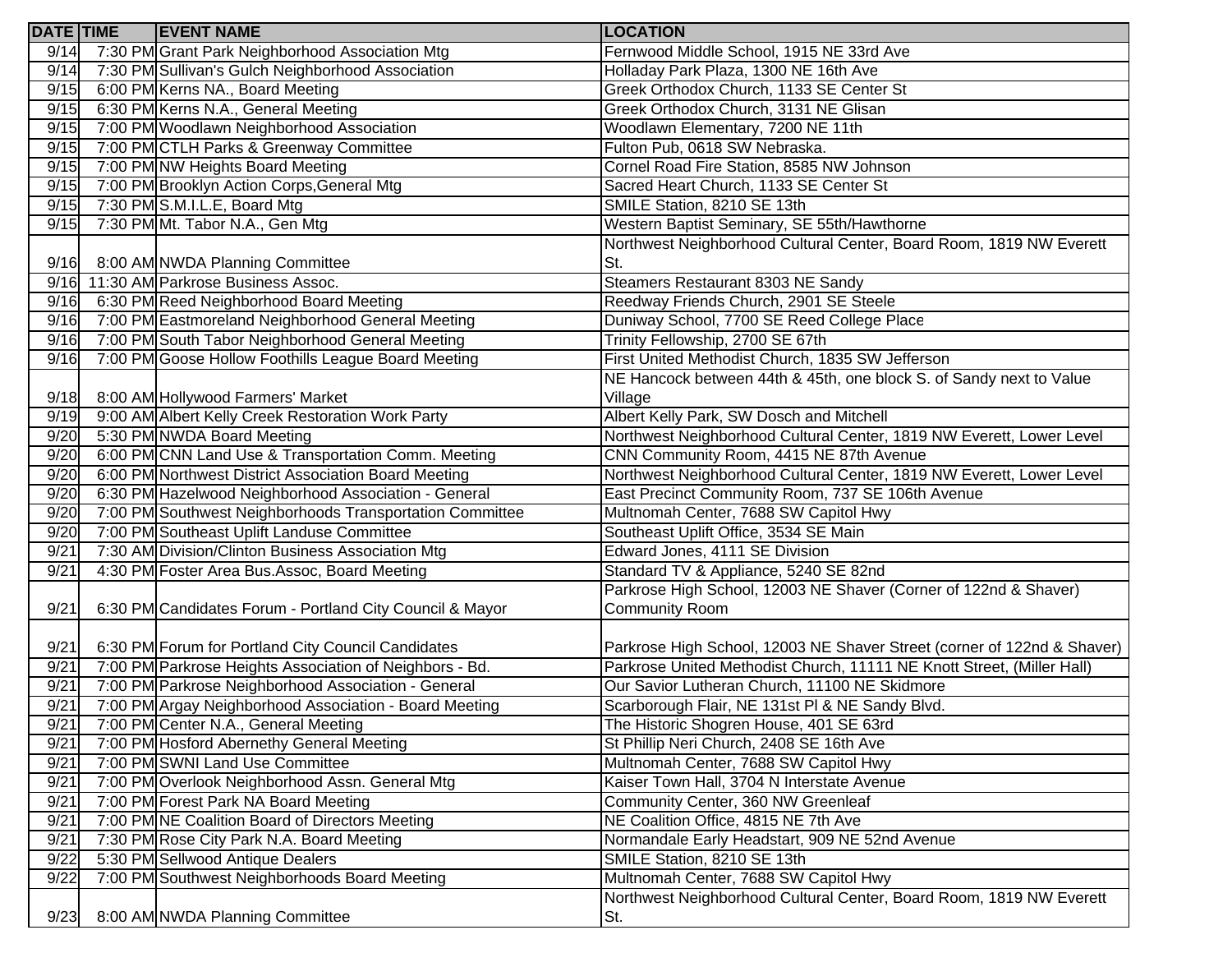| DATE | TIME | EVENT NAME | LOCATION |
|---|---|---|---|
| 9/14 | 7:30 PM | Grant Park Neighborhood Association Mtg | Fernwood Middle School, 1915 NE 33rd Ave |
| 9/14 | 7:30 PM | Sullivan's Gulch Neighborhood Association | Holladay Park Plaza, 1300 NE 16th Ave |
| 9/15 | 6:00 PM | Kerns NA., Board Meeting | Greek Orthodox Church, 1133 SE Center St |
| 9/15 | 6:30 PM | Kerns N.A., General Meeting | Greek Orthodox Church, 3131 NE Glisan |
| 9/15 | 7:00 PM | Woodlawn Neighborhood Association | Woodlawn Elementary, 7200 NE 11th |
| 9/15 | 7:00 PM | CTLH Parks & Greenway Committee | Fulton Pub, 0618 SW Nebraska. |
| 9/15 | 7:00 PM | NW Heights Board Meeting | Cornel Road Fire Station, 8585 NW Johnson |
| 9/15 | 7:00 PM | Brooklyn Action Corps,General Mtg | Sacred Heart Church, 1133 SE Center St |
| 9/15 | 7:30 PM | S.M.I.L.E, Board Mtg | SMILE Station, 8210 SE 13th |
| 9/15 | 7:30 PM | Mt. Tabor N.A., Gen Mtg | Western Baptist Seminary, SE 55th/Hawthorne |
| 9/16 | 8:00 AM | NWDA Planning Committee | Northwest Neighborhood Cultural Center, Board Room, 1819 NW Everett St. |
| 9/16 | 11:30 AM | Parkrose Business Assoc. | Steamers Restaurant 8303 NE Sandy |
| 9/16 | 6:30 PM | Reed Neighborhood Board Meeting | Reedway Friends Church, 2901 SE Steele |
| 9/16 | 7:00 PM | Eastmoreland Neighborhood General Meeting | Duniway School, 7700 SE Reed College Place |
| 9/16 | 7:00 PM | South Tabor Neighborhood General Meeting | Trinity Fellowship, 2700 SE 67th |
| 9/16 | 7:00 PM | Goose Hollow Foothills League Board Meeting | First United Methodist Church, 1835 SW Jefferson |
| 9/18 | 8:00 AM | Hollywood Farmers' Market | NE Hancock between 44th & 45th, one block S. of Sandy next to Value Village |
| 9/19 | 9:00 AM | Albert Kelly Creek Restoration Work Party | Albert Kelly Park, SW Dosch and Mitchell |
| 9/20 | 5:30 PM | NWDA Board Meeting | Northwest Neighborhood Cultural Center, 1819 NW Everett, Lower Level |
| 9/20 | 6:00 PM | CNN Land Use & Transportation Comm. Meeting | CNN Community Room, 4415 NE 87th Avenue |
| 9/20 | 6:00 PM | Northwest District Association Board Meeting | Northwest Neighborhood Cultural Center, 1819 NW Everett, Lower Level |
| 9/20 | 6:30 PM | Hazelwood Neighborhood Association - General | East Precinct Community Room, 737 SE 106th Avenue |
| 9/20 | 7:00 PM | Southwest Neighborhoods Transportation Committee | Multnomah Center, 7688 SW Capitol Hwy |
| 9/20 | 7:00 PM | Southeast Uplift Landuse Committee | Southeast Uplift Office, 3534 SE Main |
| 9/21 | 7:30 AM | Division/Clinton Business Association Mtg | Edward Jones, 4111 SE Division |
| 9/21 | 4:30 PM | Foster Area Bus.Assoc, Board Meeting | Standard TV & Appliance, 5240 SE 82nd |
| 9/21 | 6:30 PM | Candidates Forum - Portland City Council & Mayor | Parkrose High School, 12003 NE Shaver (Corner of 122nd & Shaver) Community Room |
| 9/21 | 6:30 PM | Forum for Portland City Council Candidates | Parkrose High School, 12003 NE Shaver Street (corner of 122nd & Shaver) |
| 9/21 | 7:00 PM | Parkrose Heights Association of Neighbors - Bd. | Parkrose United Methodist Church, 11111 NE Knott Street, (Miller Hall) |
| 9/21 | 7:00 PM | Parkrose Neighborhood Association - General | Our Savior Lutheran Church, 11100 NE Skidmore |
| 9/21 | 7:00 PM | Argay Neighborhood Association - Board Meeting | Scarborough Flair, NE 131st Pl & NE Sandy Blvd. |
| 9/21 | 7:00 PM | Center N.A., General Meeting | The Historic Shogren House, 401 SE 63rd |
| 9/21 | 7:00 PM | Hosford Abernethy General Meeting | St Phillip Neri Church, 2408 SE 16th Ave |
| 9/21 | 7:00 PM | SWNI Land Use Committee | Multnomah Center, 7688 SW Capitol Hwy |
| 9/21 | 7:00 PM | Overlook Neighborhood Assn. General Mtg | Kaiser Town Hall, 3704 N Interstate Avenue |
| 9/21 | 7:00 PM | Forest Park NA Board Meeting | Community Center, 360 NW Greenleaf |
| 9/21 | 7:00 PM | NE Coalition Board of Directors Meeting | NE Coalition Office, 4815 NE 7th Ave |
| 9/21 | 7:30 PM | Rose City Park N.A. Board Meeting | Normandale Early Headstart, 909 NE 52nd Avenue |
| 9/22 | 5:30 PM | Sellwood Antique Dealers | SMILE Station, 8210 SE 13th |
| 9/22 | 7:00 PM | Southwest Neighborhoods Board Meeting | Multnomah Center, 7688 SW Capitol Hwy |
| 9/23 | 8:00 AM | NWDA Planning Committee | Northwest Neighborhood Cultural Center, Board Room, 1819 NW Everett St. |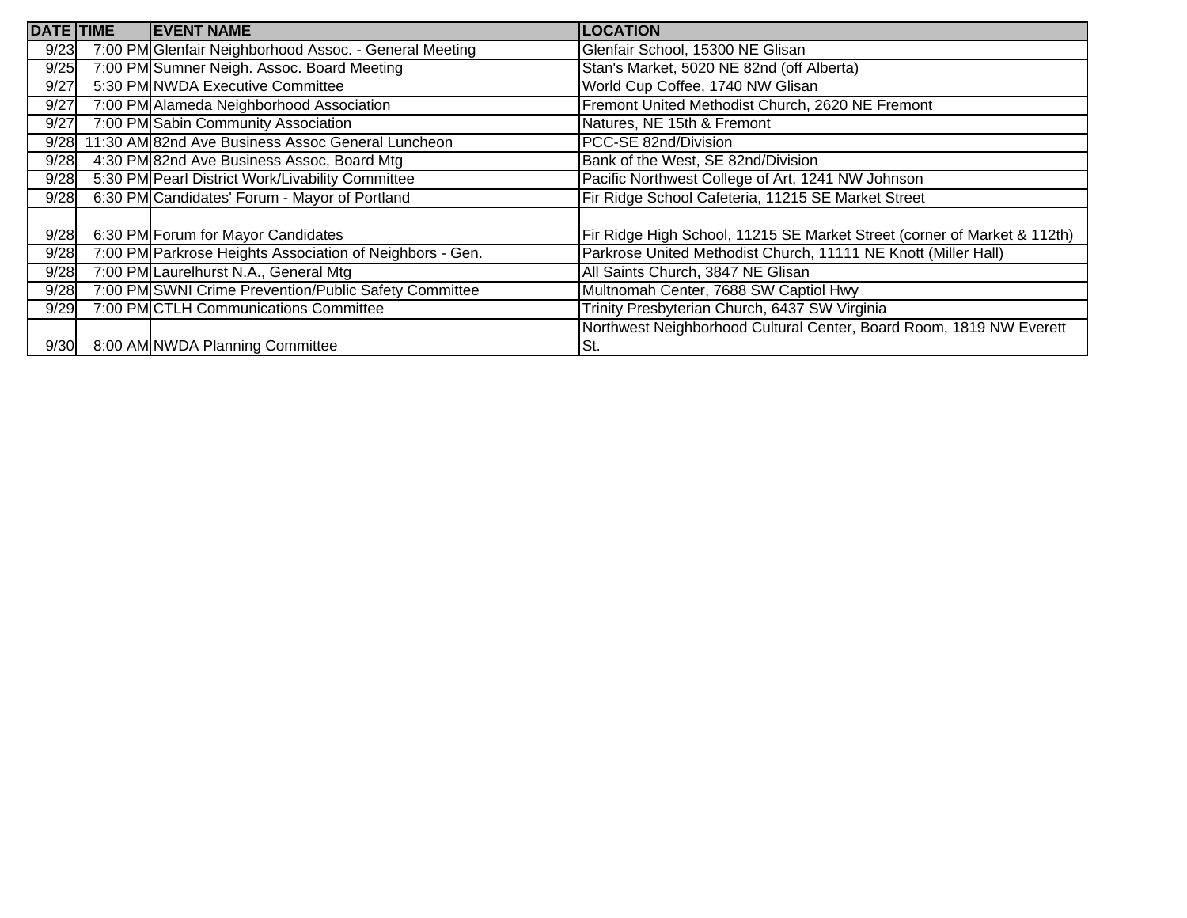| DATE | TIME | EVENT NAME | LOCATION |
|---|---|---|---|
| 9/23 | 7:00 PM | Glenfair Neighborhood Assoc. - General Meeting | Glenfair School, 15300 NE Glisan |
| 9/25 | 7:00 PM | Sumner Neigh. Assoc. Board Meeting | Stan's Market, 5020 NE 82nd (off Alberta) |
| 9/27 | 5:30 PM | NWDA Executive Committee | World Cup Coffee, 1740 NW Glisan |
| 9/27 | 7:00 PM | Alameda Neighborhood Association | Fremont United Methodist Church, 2620 NE Fremont |
| 9/27 | 7:00 PM | Sabin Community Association | Natures, NE 15th & Fremont |
| 9/28 | 11:30 AM | 82nd Ave Business Assoc General Luncheon | PCC-SE 82nd/Division |
| 9/28 | 4:30 PM | 82nd Ave Business Assoc, Board Mtg | Bank of the West, SE 82nd/Division |
| 9/28 | 5:30 PM | Pearl District Work/Livability Committee | Pacific Northwest College of Art, 1241 NW Johnson |
| 9/28 | 6:30 PM | Candidates' Forum - Mayor of Portland | Fir Ridge School Cafeteria, 11215 SE Market Street |
| 9/28 | 6:30 PM | Forum for Mayor Candidates | Fir Ridge High School, 11215 SE Market Street (corner of Market & 112th) |
| 9/28 | 7:00 PM | Parkrose Heights Association of Neighbors - Gen. | Parkrose United Methodist Church, 11111 NE Knott (Miller Hall) |
| 9/28 | 7:00 PM | Laurelhurst N.A., General Mtg | All Saints Church, 3847 NE Glisan |
| 9/28 | 7:00 PM | SWNI Crime Prevention/Public Safety Committee | Multnomah Center, 7688 SW Captiol Hwy |
| 9/29 | 7:00 PM | CTLH Communications Committee | Trinity Presbyterian Church, 6437 SW Virginia |
| 9/30 | 8:00 AM | NWDA Planning Committee | Northwest Neighborhood Cultural Center, Board Room, 1819 NW Everett St. |